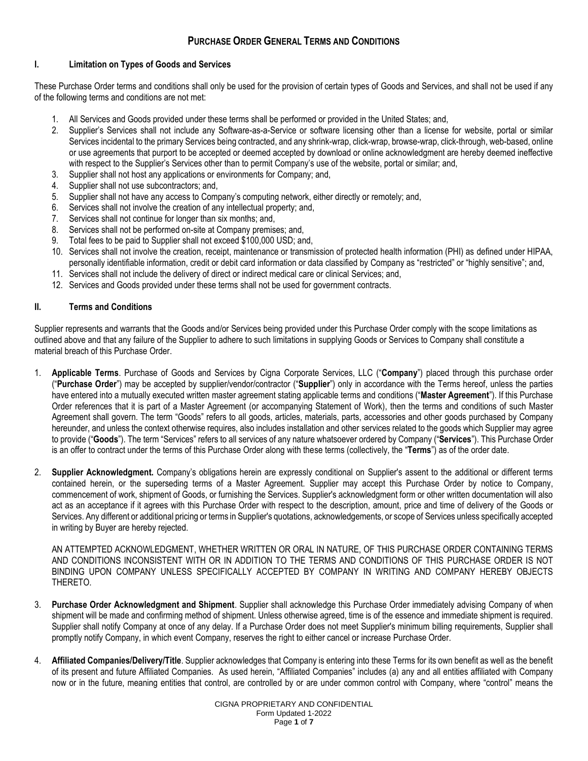# PURCHASE ORDER GENERAL TERMS AND CONDITIONS

## I. Limitation on Types of Goods and Services

These Purchase Order terms and conditions shall only be used for the provision of certain types of Goods and Services, and shall not be used if any of the following terms and conditions are not met:

1. All Services and Goods provided under these terms shall be performed or provided in the United States; and,
2. Supplier's Services shall not include any Software-as-a-Service or software licensing other than a license for website, portal or similar Services incidental to the primary Services being contracted, and any shrink-wrap, click-wrap, browse-wrap, click-through, web-based, online or use agreements that purport to be accepted or deemed accepted by download or online acknowledgment are hereby deemed ineffective with respect to the Supplier's Services other than to permit Company's use of the website, portal or similar; and,
3. Supplier shall not host any applications or environments for Company; and,
4. Supplier shall not use subcontractors; and,
5. Supplier shall not have any access to Company's computing network, either directly or remotely; and,
6. Services shall not involve the creation of any intellectual property; and,
7. Services shall not continue for longer than six months; and,
8. Services shall not be performed on-site at Company premises; and,
9. Total fees to be paid to Supplier shall not exceed $100,000 USD; and,
10. Services shall not involve the creation, receipt, maintenance or transmission of protected health information (PHI) as defined under HIPAA, personally identifiable information, credit or debit card information or data classified by Company as "restricted" or "highly sensitive"; and,
11. Services shall not include the delivery of direct or indirect medical care or clinical Services; and,
12. Services and Goods provided under these terms shall not be used for government contracts.

## II. Terms and Conditions

Supplier represents and warrants that the Goods and/or Services being provided under this Purchase Order comply with the scope limitations as outlined above and that any failure of the Supplier to adhere to such limitations in supplying Goods or Services to Company shall constitute a material breach of this Purchase Order.

1. **Applicable Terms**. Purchase of Goods and Services by Cigna Corporate Services, LLC ("**Company**") placed through this purchase order ("**Purchase Order**") may be accepted by supplier/vendor/contractor ("**Supplier**") only in accordance with the Terms hereof, unless the parties have entered into a mutually executed written master agreement stating applicable terms and conditions ("**Master Agreement**"). If this Purchase Order references that it is part of a Master Agreement (or accompanying Statement of Work), then the terms and conditions of such Master Agreement shall govern. The term "Goods" refers to all goods, articles, materials, parts, accessories and other goods purchased by Company hereunder, and unless the context otherwise requires, also includes installation and other services related to the goods which Supplier may agree to provide ("**Goods**"). The term "Services" refers to all services of any nature whatsoever ordered by Company ("**Services**"). This Purchase Order is an offer to contract under the terms of this Purchase Order along with these terms (collectively, the "**Terms**") as of the order date.

2. **Supplier Acknowledgment.** Company's obligations herein are expressly conditional on Supplier's assent to the additional or different terms contained herein, or the superseding terms of a Master Agreement. Supplier may accept this Purchase Order by notice to Company, commencement of work, shipment of Goods, or furnishing the Services. Supplier's acknowledgment form or other written documentation will also act as an acceptance if it agrees with this Purchase Order with respect to the description, amount, price and time of delivery of the Goods or Services. Any different or additional pricing or terms in Supplier's quotations, acknowledgements, or scope of Services unless specifically accepted in writing by Buyer are hereby rejected.

   AN ATTEMPTED ACKNOWLEDGMENT, WHETHER WRITTEN OR ORAL IN NATURE, OF THIS PURCHASE ORDER CONTAINING TERMS AND CONDITIONS INCONSISTENT WITH OR IN ADDITION TO THE TERMS AND CONDITIONS OF THIS PURCHASE ORDER IS NOT BINDING UPON COMPANY UNLESS SPECIFICALLY ACCEPTED BY COMPANY IN WRITING AND COMPANY HEREBY OBJECTS THERETO.

3. **Purchase Order Acknowledgment and Shipment**. Supplier shall acknowledge this Purchase Order immediately advising Company of when shipment will be made and confirming method of shipment. Unless otherwise agreed, time is of the essence and immediate shipment is required. Supplier shall notify Company at once of any delay. If a Purchase Order does not meet Supplier's minimum billing requirements, Supplier shall promptly notify Company, in which event Company, reserves the right to either cancel or increase Purchase Order.

4. **Affiliated Companies/Delivery/Title**. Supplier acknowledges that Company is entering into these Terms for its own benefit as well as the benefit of its present and future Affiliated Companies. As used herein, "Affiliated Companies" includes (a) any and all entities affiliated with Company now or in the future, meaning entities that control, are controlled by or are under common control with Company, where "control" means the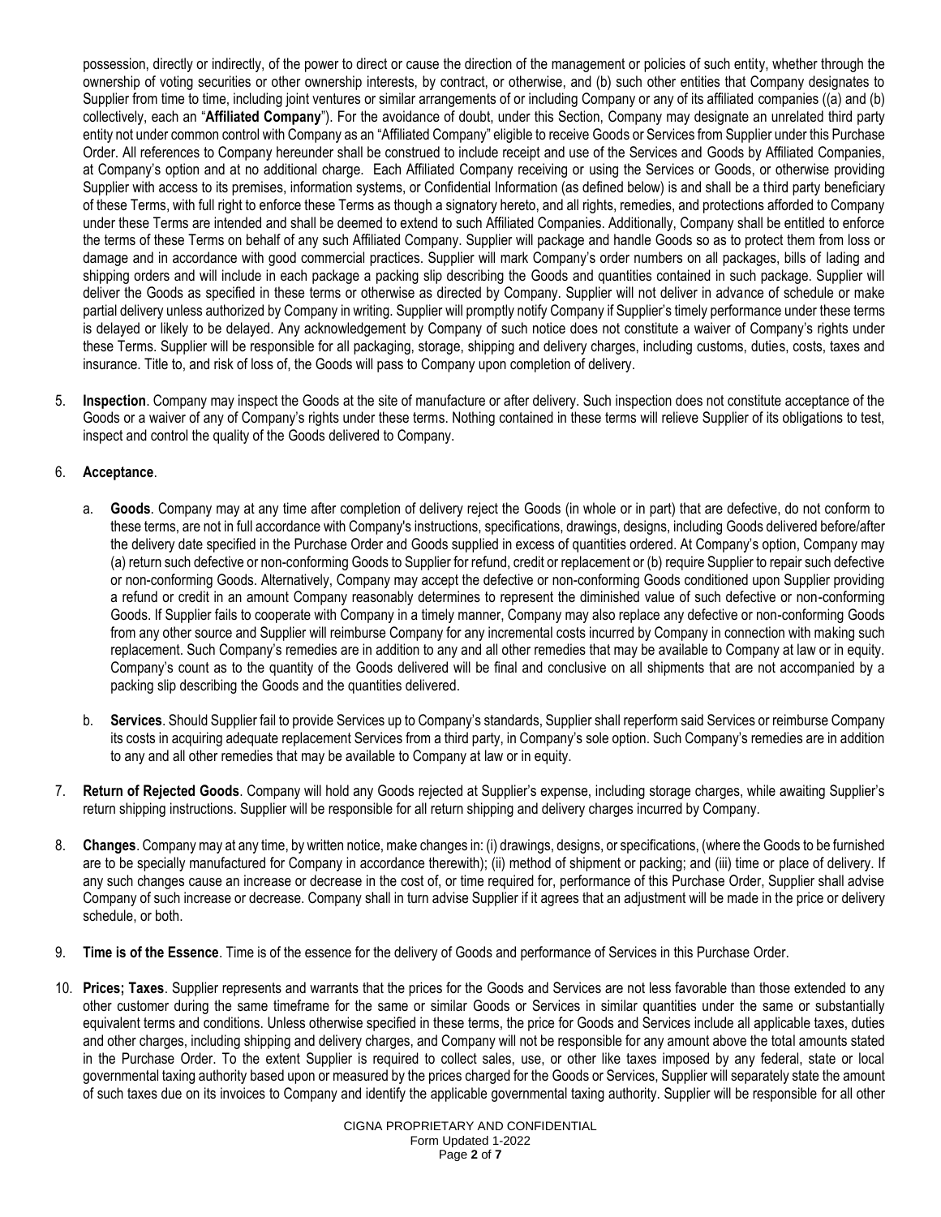possession, directly or indirectly, of the power to direct or cause the direction of the management or policies of such entity, whether through the ownership of voting securities or other ownership interests, by contract, or otherwise, and (b) such other entities that Company designates to Supplier from time to time, including joint ventures or similar arrangements of or including Company or any of its affiliated companies ((a) and (b) collectively, each an "**Affiliated Company**"). For the avoidance of doubt, under this Section, Company may designate an unrelated third party entity not under common control with Company as an "Affiliated Company" eligible to receive Goods or Services from Supplier under this Purchase Order. All references to Company hereunder shall be construed to include receipt and use of the Services and Goods by Affiliated Companies, at Company's option and at no additional charge. Each Affiliated Company receiving or using the Services or Goods, or otherwise providing Supplier with access to its premises, information systems, or Confidential Information (as defined below) is and shall be a third party beneficiary of these Terms, with full right to enforce these Terms as though a signatory hereto, and all rights, remedies, and protections afforded to Company under these Terms are intended and shall be deemed to extend to such Affiliated Companies. Additionally, Company shall be entitled to enforce the terms of these Terms on behalf of any such Affiliated Company. Supplier will package and handle Goods so as to protect them from loss or damage and in accordance with good commercial practices. Supplier will mark Company's order numbers on all packages, bills of lading and shipping orders and will include in each package a packing slip describing the Goods and quantities contained in such package. Supplier will deliver the Goods as specified in these terms or otherwise as directed by Company. Supplier will not deliver in advance of schedule or make partial delivery unless authorized by Company in writing. Supplier will promptly notify Company if Supplier's timely performance under these terms is delayed or likely to be delayed. Any acknowledgement by Company of such notice does not constitute a waiver of Company's rights under these Terms. Supplier will be responsible for all packaging, storage, shipping and delivery charges, including customs, duties, costs, taxes and insurance. Title to, and risk of loss of, the Goods will pass to Company upon completion of delivery.

5. **Inspection**. Company may inspect the Goods at the site of manufacture or after delivery. Such inspection does not constitute acceptance of the Goods or a waiver of any of Company's rights under these terms. Nothing contained in these terms will relieve Supplier of its obligations to test, inspect and control the quality of the Goods delivered to Company.

6. **Acceptance**.

   a. **Goods**. Company may at any time after completion of delivery reject the Goods (in whole or in part) that are defective, do not conform to these terms, are not in full accordance with Company's instructions, specifications, drawings, designs, including Goods delivered before/after the delivery date specified in the Purchase Order and Goods supplied in excess of quantities ordered. At Company's option, Company may (a) return such defective or non-conforming Goods to Supplier for refund, credit or replacement or (b) require Supplier to repair such defective or non-conforming Goods. Alternatively, Company may accept the defective or non-conforming Goods conditioned upon Supplier providing a refund or credit in an amount Company reasonably determines to represent the diminished value of such defective or non-conforming Goods. If Supplier fails to cooperate with Company in a timely manner, Company may also replace any defective or non-conforming Goods from any other source and Supplier will reimburse Company for any incremental costs incurred by Company in connection with making such replacement. Such Company's remedies are in addition to any and all other remedies that may be available to Company at law or in equity. Company's count as to the quantity of the Goods delivered will be final and conclusive on all shipments that are not accompanied by a packing slip describing the Goods and the quantities delivered.

   b. **Services**. Should Supplier fail to provide Services up to Company's standards, Supplier shall reperform said Services or reimburse Company its costs in acquiring adequate replacement Services from a third party, in Company's sole option. Such Company's remedies are in addition to any and all other remedies that may be available to Company at law or in equity.

7. **Return of Rejected Goods**. Company will hold any Goods rejected at Supplier's expense, including storage charges, while awaiting Supplier's return shipping instructions. Supplier will be responsible for all return shipping and delivery charges incurred by Company.

8. **Changes**. Company may at any time, by written notice, make changes in: (i) drawings, designs, or specifications, (where the Goods to be furnished are to be specially manufactured for Company in accordance therewith); (ii) method of shipment or packing; and (iii) time or place of delivery. If any such changes cause an increase or decrease in the cost of, or time required for, performance of this Purchase Order, Supplier shall advise Company of such increase or decrease. Company shall in turn advise Supplier if it agrees that an adjustment will be made in the price or delivery schedule, or both.

9. **Time is of the Essence**. Time is of the essence for the delivery of Goods and performance of Services in this Purchase Order.

10. **Prices; Taxes**. Supplier represents and warrants that the prices for the Goods and Services are not less favorable than those extended to any other customer during the same timeframe for the same or similar Goods or Services in similar quantities under the same or substantially equivalent terms and conditions. Unless otherwise specified in these terms, the price for Goods and Services include all applicable taxes, duties and other charges, including shipping and delivery charges, and Company will not be responsible for any amount above the total amounts stated in the Purchase Order. To the extent Supplier is required to collect sales, use, or other like taxes imposed by any federal, state or local governmental taxing authority based upon or measured by the prices charged for the Goods or Services, Supplier will separately state the amount of such taxes due on its invoices to Company and identify the applicable governmental taxing authority. Supplier will be responsible for all other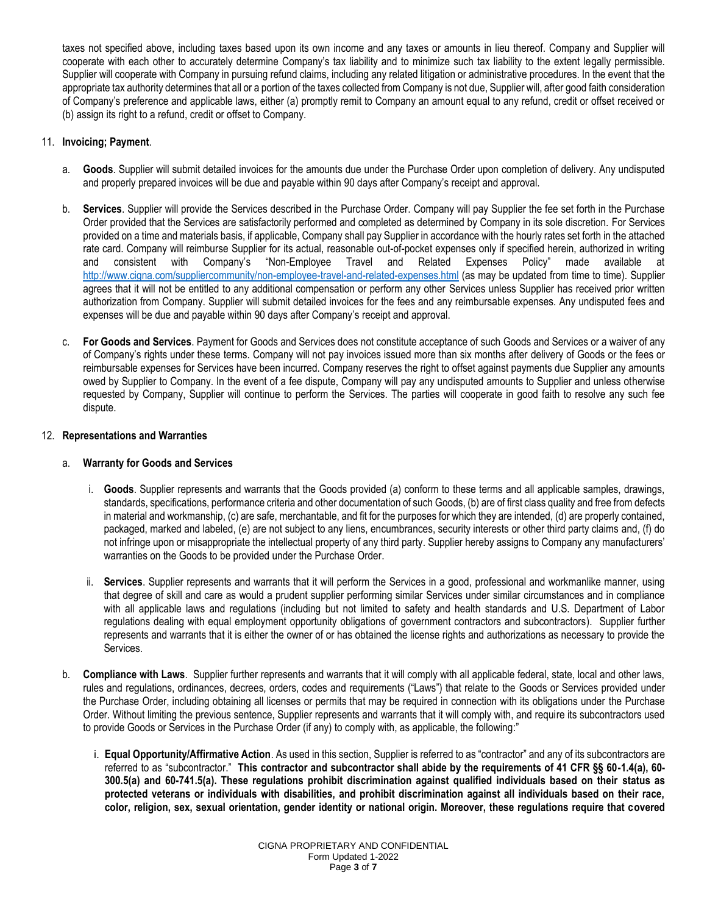taxes not specified above, including taxes based upon its own income and any taxes or amounts in lieu thereof. Company and Supplier will cooperate with each other to accurately determine Company's tax liability and to minimize such tax liability to the extent legally permissible. Supplier will cooperate with Company in pursuing refund claims, including any related litigation or administrative procedures. In the event that the appropriate tax authority determines that all or a portion of the taxes collected from Company is not due, Supplier will, after good faith consideration of Company's preference and applicable laws, either (a) promptly remit to Company an amount equal to any refund, credit or offset received or (b) assign its right to a refund, credit or offset to Company.

11. **Invoicing; Payment**.

   a. **Goods**. Supplier will submit detailed invoices for the amounts due under the Purchase Order upon completion of delivery. Any undisputed and properly prepared invoices will be due and payable within 90 days after Company's receipt and approval.

   b. **Services**. Supplier will provide the Services described in the Purchase Order. Company will pay Supplier the fee set forth in the Purchase Order provided that the Services are satisfactorily performed and completed as determined by Company in its sole discretion. For Services provided on a time and materials basis, if applicable, Company shall pay Supplier in accordance with the hourly rates set forth in the attached rate card. Company will reimburse Supplier for its actual, reasonable out-of-pocket expenses only if specified herein, authorized in writing and consistent with Company's "Non-Employee Travel and Related Expenses Policy" made available at http://www.cigna.com/suppliercommunity/non-employee-travel-and-related-expenses.html (as may be updated from time to time). Supplier agrees that it will not be entitled to any additional compensation or perform any other Services unless Supplier has received prior written authorization from Company. Supplier will submit detailed invoices for the fees and any reimbursable expenses. Any undisputed fees and expenses will be due and payable within 90 days after Company's receipt and approval.

   c. **For Goods and Services**. Payment for Goods and Services does not constitute acceptance of such Goods and Services or a waiver of any of Company's rights under these terms. Company will not pay invoices issued more than six months after delivery of Goods or the fees or reimbursable expenses for Services have been incurred. Company reserves the right to offset against payments due Supplier any amounts owed by Supplier to Company. In the event of a fee dispute, Company will pay any undisputed amounts to Supplier and unless otherwise requested by Company, Supplier will continue to perform the Services. The parties will cooperate in good faith to resolve any such fee dispute.

12. **Representations and Warranties**

   a. **Warranty for Goods and Services**

      i. **Goods**. Supplier represents and warrants that the Goods provided (a) conform to these terms and all applicable samples, drawings, standards, specifications, performance criteria and other documentation of such Goods, (b) are of first class quality and free from defects in material and workmanship, (c) are safe, merchantable, and fit for the purposes for which they are intended, (d) are properly contained, packaged, marked and labeled, (e) are not subject to any liens, encumbrances, security interests or other third party claims and, (f) do not infringe upon or misappropriate the intellectual property of any third party. Supplier hereby assigns to Company any manufacturers' warranties on the Goods to be provided under the Purchase Order.

      ii. **Services**. Supplier represents and warrants that it will perform the Services in a good, professional and workmanlike manner, using that degree of skill and care as would a prudent supplier performing similar Services under similar circumstances and in compliance with all applicable laws and regulations (including but not limited to safety and health standards and U.S. Department of Labor regulations dealing with equal employment opportunity obligations of government contractors and subcontractors). Supplier further represents and warrants that it is either the owner of or has obtained the license rights and authorizations as necessary to provide the Services.

   b. **Compliance with Laws**. Supplier further represents and warrants that it will comply with all applicable federal, state, local and other laws, rules and regulations, ordinances, decrees, orders, codes and requirements ("Laws") that relate to the Goods or Services provided under the Purchase Order, including obtaining all licenses or permits that may be required in connection with its obligations under the Purchase Order. Without limiting the previous sentence, Supplier represents and warrants that it will comply with, and require its subcontractors used to provide Goods or Services in the Purchase Order (if any) to comply with, as applicable, the following:"

      i. **Equal Opportunity/Affirmative Action**. As used in this section, Supplier is referred to as "contractor" and any of its subcontractors are referred to as "subcontractor." **This contractor and subcontractor shall abide by the requirements of 41 CFR §§ 60-1.4(a), 60-300.5(a) and 60-741.5(a). These regulations prohibit discrimination against qualified individuals based on their status as protected veterans or individuals with disabilities, and prohibit discrimination against all individuals based on their race, color, religion, sex, sexual orientation, gender identity or national origin. Moreover, these regulations require that covered**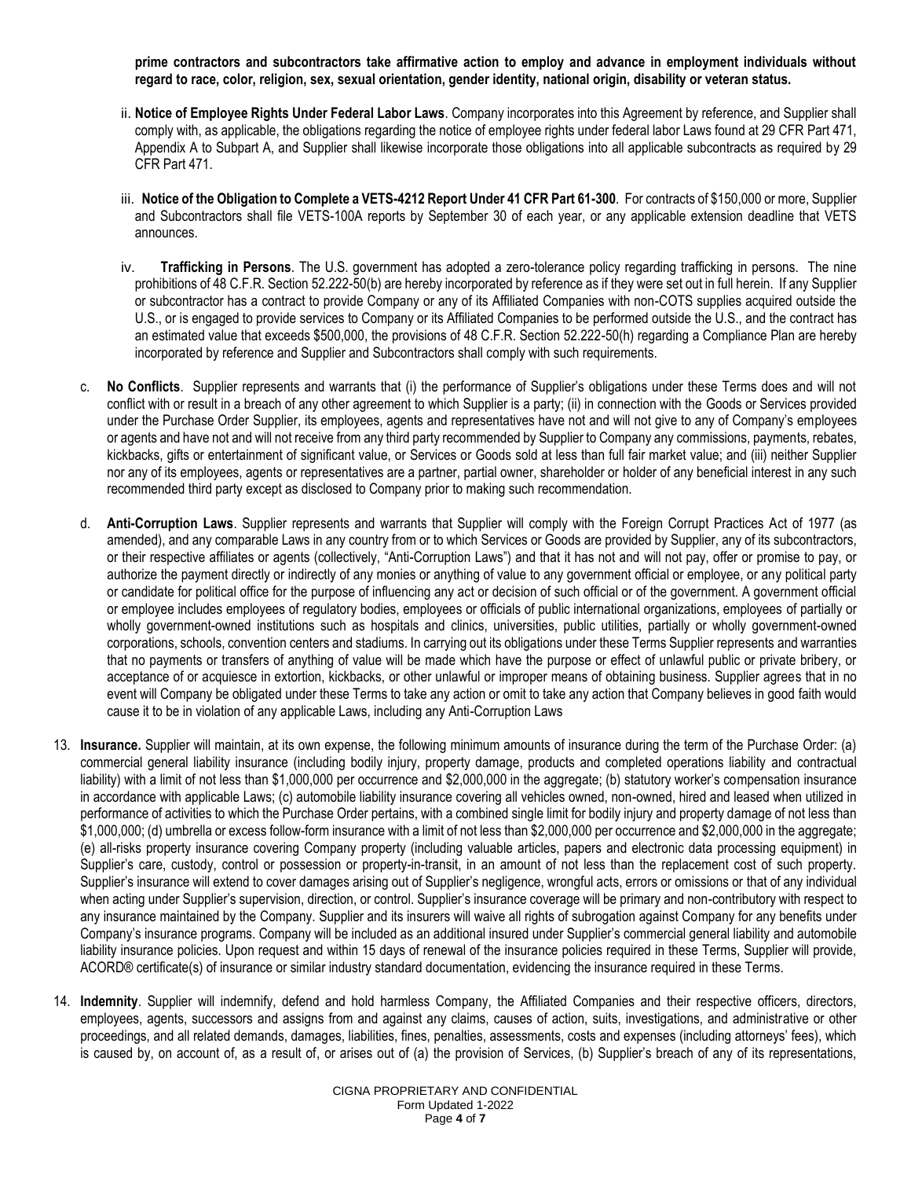**prime contractors and subcontractors take affirmative action to employ and advance in employment individuals without regard to race, color, religion, sex, sexual orientation, gender identity, national origin, disability or veteran status.**

ii. **Notice of Employee Rights Under Federal Labor Laws**. Company incorporates into this Agreement by reference, and Supplier shall comply with, as applicable, the obligations regarding the notice of employee rights under federal labor Laws found at 29 CFR Part 471, Appendix A to Subpart A, and Supplier shall likewise incorporate those obligations into all applicable subcontracts as required by 29 CFR Part 471.

iii. **Notice of the Obligation to Complete a VETS-4212 Report Under 41 CFR Part 61-300**. For contracts of $150,000 or more, Supplier and Subcontractors shall file VETS-100A reports by September 30 of each year, or any applicable extension deadline that VETS announces.

iv. **Trafficking in Persons**. The U.S. government has adopted a zero-tolerance policy regarding trafficking in persons. The nine prohibitions of 48 C.F.R. Section 52.222-50(b) are hereby incorporated by reference as if they were set out in full herein. If any Supplier or subcontractor has a contract to provide Company or any of its Affiliated Companies with non-COTS supplies acquired outside the U.S., or is engaged to provide services to Company or its Affiliated Companies to be performed outside the U.S., and the contract has an estimated value that exceeds $500,000, the provisions of 48 C.F.R. Section 52.222-50(h) regarding a Compliance Plan are hereby incorporated by reference and Supplier and Subcontractors shall comply with such requirements.

c. **No Conflicts**. Supplier represents and warrants that (i) the performance of Supplier's obligations under these Terms does and will not conflict with or result in a breach of any other agreement to which Supplier is a party; (ii) in connection with the Goods or Services provided under the Purchase Order Supplier, its employees, agents and representatives have not and will not give to any of Company's employees or agents and have not and will not receive from any third party recommended by Supplier to Company any commissions, payments, rebates, kickbacks, gifts or entertainment of significant value, or Services or Goods sold at less than full fair market value; and (iii) neither Supplier nor any of its employees, agents or representatives are a partner, partial owner, shareholder or holder of any beneficial interest in any such recommended third party except as disclosed to Company prior to making such recommendation.

d. **Anti-Corruption Laws**. Supplier represents and warrants that Supplier will comply with the Foreign Corrupt Practices Act of 1977 (as amended), and any comparable Laws in any country from or to which Services or Goods are provided by Supplier, any of its subcontractors, or their respective affiliates or agents (collectively, "Anti-Corruption Laws") and that it has not and will not pay, offer or promise to pay, or authorize the payment directly or indirectly of any monies or anything of value to any government official or employee, or any political party or candidate for political office for the purpose of influencing any act or decision of such official or of the government. A government official or employee includes employees of regulatory bodies, employees or officials of public international organizations, employees of partially or wholly government-owned institutions such as hospitals and clinics, universities, public utilities, partially or wholly government-owned corporations, schools, convention centers and stadiums. In carrying out its obligations under these Terms Supplier represents and warranties that no payments or transfers of anything of value will be made which have the purpose or effect of unlawful public or private bribery, or acceptance of or acquiesce in extortion, kickbacks, or other unlawful or improper means of obtaining business. Supplier agrees that in no event will Company be obligated under these Terms to take any action or omit to take any action that Company believes in good faith would cause it to be in violation of any applicable Laws, including any Anti-Corruption Laws

13. **Insurance.** Supplier will maintain, at its own expense, the following minimum amounts of insurance during the term of the Purchase Order: (a) commercial general liability insurance (including bodily injury, property damage, products and completed operations liability and contractual liability) with a limit of not less than $1,000,000 per occurrence and $2,000,000 in the aggregate; (b) statutory worker's compensation insurance in accordance with applicable Laws; (c) automobile liability insurance covering all vehicles owned, non-owned, hired and leased when utilized in performance of activities to which the Purchase Order pertains, with a combined single limit for bodily injury and property damage of not less than $1,000,000; (d) umbrella or excess follow-form insurance with a limit of not less than $2,000,000 per occurrence and $2,000,000 in the aggregate; (e) all-risks property insurance covering Company property (including valuable articles, papers and electronic data processing equipment) in Supplier's care, custody, control or possession or property-in-transit, in an amount of not less than the replacement cost of such property. Supplier's insurance will extend to cover damages arising out of Supplier's negligence, wrongful acts, errors or omissions or that of any individual when acting under Supplier's supervision, direction, or control. Supplier's insurance coverage will be primary and non-contributory with respect to any insurance maintained by the Company. Supplier and its insurers will waive all rights of subrogation against Company for any benefits under Company's insurance programs. Company will be included as an additional insured under Supplier's commercial general liability and automobile liability insurance policies. Upon request and within 15 days of renewal of the insurance policies required in these Terms, Supplier will provide, ACORD® certificate(s) of insurance or similar industry standard documentation, evidencing the insurance required in these Terms.

14. **Indemnity**. Supplier will indemnify, defend and hold harmless Company, the Affiliated Companies and their respective officers, directors, employees, agents, successors and assigns from and against any claims, causes of action, suits, investigations, and administrative or other proceedings, and all related demands, damages, liabilities, fines, penalties, assessments, costs and expenses (including attorneys' fees), which is caused by, on account of, as a result of, or arises out of (a) the provision of Services, (b) Supplier's breach of any of its representations,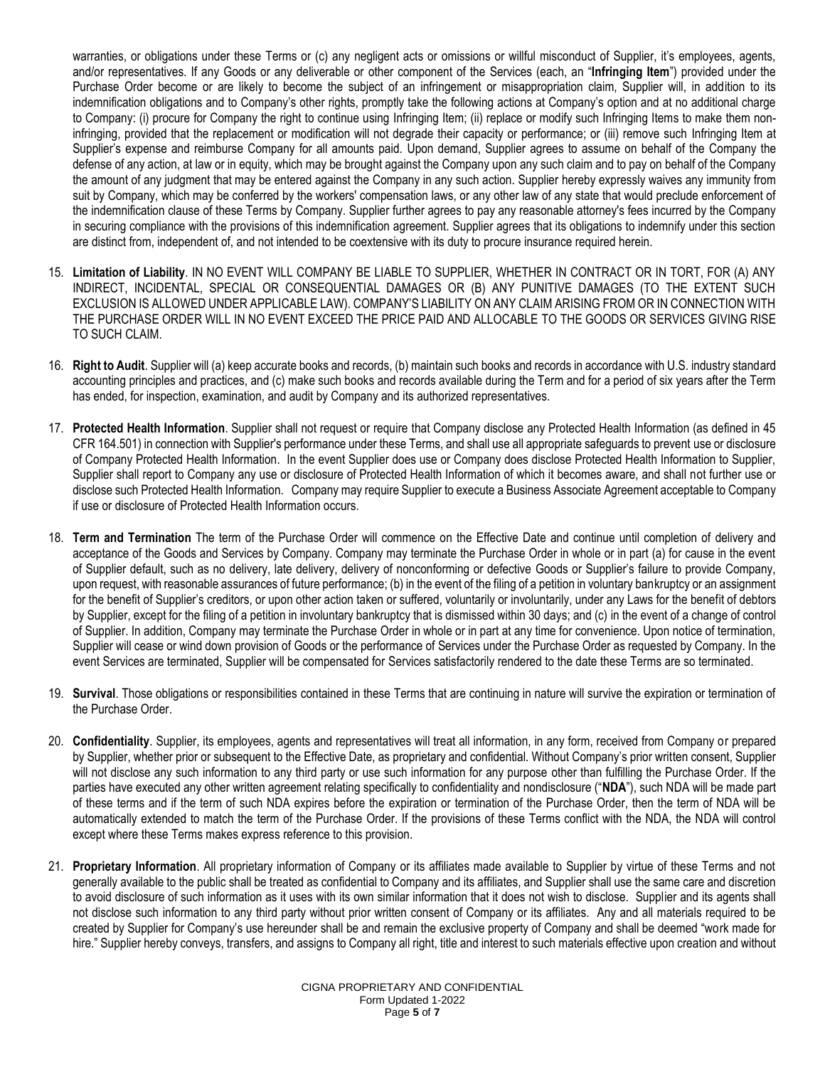warranties, or obligations under these Terms or (c) any negligent acts or omissions or willful misconduct of Supplier, it's employees, agents, and/or representatives. If any Goods or any deliverable or other component of the Services (each, an "**Infringing Item**") provided under the Purchase Order become or are likely to become the subject of an infringement or misappropriation claim, Supplier will, in addition to its indemnification obligations and to Company's other rights, promptly take the following actions at Company's option and at no additional charge to Company: (i) procure for Company the right to continue using Infringing Item; (ii) replace or modify such Infringing Items to make them non-infringing, provided that the replacement or modification will not degrade their capacity or performance; or (iii) remove such Infringing Item at Supplier's expense and reimburse Company for all amounts paid. Upon demand, Supplier agrees to assume on behalf of the Company the defense of any action, at law or in equity, which may be brought against the Company upon any such claim and to pay on behalf of the Company the amount of any judgment that may be entered against the Company in any such action. Supplier hereby expressly waives any immunity from suit by Company, which may be conferred by the workers' compensation laws, or any other law of any state that would preclude enforcement of the indemnification clause of these Terms by Company. Supplier further agrees to pay any reasonable attorney's fees incurred by the Company in securing compliance with the provisions of this indemnification agreement. Supplier agrees that its obligations to indemnify under this section are distinct from, independent of, and not intended to be coextensive with its duty to procure insurance required herein.

15. **Limitation of Liability**. IN NO EVENT WILL COMPANY BE LIABLE TO SUPPLIER, WHETHER IN CONTRACT OR IN TORT, FOR (A) ANY INDIRECT, INCIDENTAL, SPECIAL OR CONSEQUENTIAL DAMAGES OR (B) ANY PUNITIVE DAMAGES (TO THE EXTENT SUCH EXCLUSION IS ALLOWED UNDER APPLICABLE LAW). COMPANY'S LIABILITY ON ANY CLAIM ARISING FROM OR IN CONNECTION WITH THE PURCHASE ORDER WILL IN NO EVENT EXCEED THE PRICE PAID AND ALLOCABLE TO THE GOODS OR SERVICES GIVING RISE TO SUCH CLAIM.

16. **Right to Audit**. Supplier will (a) keep accurate books and records, (b) maintain such books and records in accordance with U.S. industry standard accounting principles and practices, and (c) make such books and records available during the Term and for a period of six years after the Term has ended, for inspection, examination, and audit by Company and its authorized representatives.

17. **Protected Health Information**. Supplier shall not request or require that Company disclose any Protected Health Information (as defined in 45 CFR 164.501) in connection with Supplier's performance under these Terms, and shall use all appropriate safeguards to prevent use or disclosure of Company Protected Health Information. In the event Supplier does use or Company does disclose Protected Health Information to Supplier, Supplier shall report to Company any use or disclosure of Protected Health Information of which it becomes aware, and shall not further use or disclose such Protected Health Information. Company may require Supplier to execute a Business Associate Agreement acceptable to Company if use or disclosure of Protected Health Information occurs.

18. **Term and Termination** The term of the Purchase Order will commence on the Effective Date and continue until completion of delivery and acceptance of the Goods and Services by Company. Company may terminate the Purchase Order in whole or in part (a) for cause in the event of Supplier default, such as no delivery, late delivery, delivery of nonconforming or defective Goods or Supplier's failure to provide Company, upon request, with reasonable assurances of future performance; (b) in the event of the filing of a petition in voluntary bankruptcy or an assignment for the benefit of Supplier's creditors, or upon other action taken or suffered, voluntarily or involuntarily, under any Laws for the benefit of debtors by Supplier, except for the filing of a petition in involuntary bankruptcy that is dismissed within 30 days; and (c) in the event of a change of control of Supplier. In addition, Company may terminate the Purchase Order in whole or in part at any time for convenience. Upon notice of termination, Supplier will cease or wind down provision of Goods or the performance of Services under the Purchase Order as requested by Company. In the event Services are terminated, Supplier will be compensated for Services satisfactorily rendered to the date these Terms are so terminated.

19. **Survival**. Those obligations or responsibilities contained in these Terms that are continuing in nature will survive the expiration or termination of the Purchase Order.

20. **Confidentiality**. Supplier, its employees, agents and representatives will treat all information, in any form, received from Company or prepared by Supplier, whether prior or subsequent to the Effective Date, as proprietary and confidential. Without Company's prior written consent, Supplier will not disclose any such information to any third party or use such information for any purpose other than fulfilling the Purchase Order. If the parties have executed any other written agreement relating specifically to confidentiality and nondisclosure ("**NDA**"), such NDA will be made part of these terms and if the term of such NDA expires before the expiration or termination of the Purchase Order, then the term of NDA will be automatically extended to match the term of the Purchase Order. If the provisions of these Terms conflict with the NDA, the NDA will control except where these Terms makes express reference to this provision.

21. **Proprietary Information**. All proprietary information of Company or its affiliates made available to Supplier by virtue of these Terms and not generally available to the public shall be treated as confidential to Company and its affiliates, and Supplier shall use the same care and discretion to avoid disclosure of such information as it uses with its own similar information that it does not wish to disclose. Supplier and its agents shall not disclose such information to any third party without prior written consent of Company or its affiliates. Any and all materials required to be created by Supplier for Company's use hereunder shall be and remain the exclusive property of Company and shall be deemed "work made for hire." Supplier hereby conveys, transfers, and assigns to Company all right, title and interest to such materials effective upon creation and without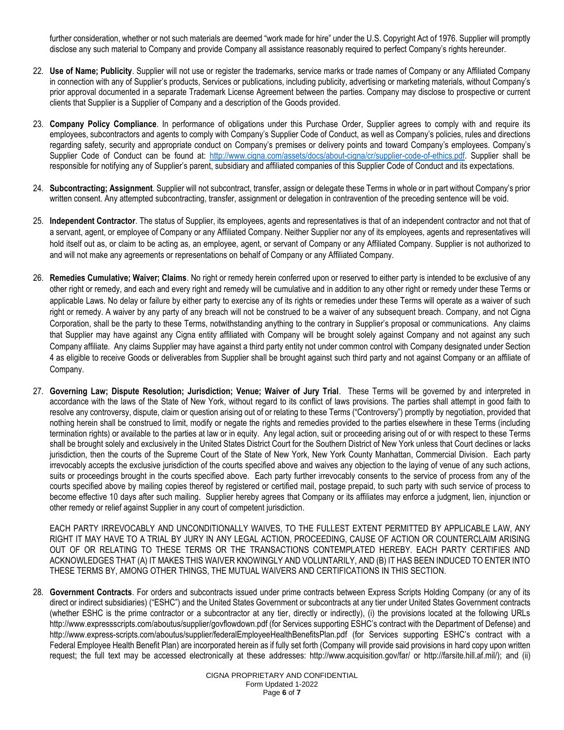further consideration, whether or not such materials are deemed "work made for hire" under the U.S. Copyright Act of 1976. Supplier will promptly disclose any such material to Company and provide Company all assistance reasonably required to perfect Company's rights hereunder.

22. **Use of Name; Publicity**. Supplier will not use or register the trademarks, service marks or trade names of Company or any Affiliated Company in connection with any of Supplier's products, Services or publications, including publicity, advertising or marketing materials, without Company's prior approval documented in a separate Trademark License Agreement between the parties. Company may disclose to prospective or current clients that Supplier is a Supplier of Company and a description of the Goods provided.

23. **Company Policy Compliance**. In performance of obligations under this Purchase Order, Supplier agrees to comply with and require its employees, subcontractors and agents to comply with Company's Supplier Code of Conduct, as well as Company's policies, rules and directions regarding safety, security and appropriate conduct on Company's premises or delivery points and toward Company's employees. Company's Supplier Code of Conduct can be found at: http://www.cigna.com/assets/docs/about-cigna/cr/supplier-code-of-ethics.pdf. Supplier shall be responsible for notifying any of Supplier's parent, subsidiary and affiliated companies of this Supplier Code of Conduct and its expectations.

24. **Subcontracting; Assignment**. Supplier will not subcontract, transfer, assign or delegate these Terms in whole or in part without Company's prior written consent. Any attempted subcontracting, transfer, assignment or delegation in contravention of the preceding sentence will be void.

25. **Independent Contractor**. The status of Supplier, its employees, agents and representatives is that of an independent contractor and not that of a servant, agent, or employee of Company or any Affiliated Company. Neither Supplier nor any of its employees, agents and representatives will hold itself out as, or claim to be acting as, an employee, agent, or servant of Company or any Affiliated Company. Supplier is not authorized to and will not make any agreements or representations on behalf of Company or any Affiliated Company.

26. **Remedies Cumulative; Waiver; Claims**. No right or remedy herein conferred upon or reserved to either party is intended to be exclusive of any other right or remedy, and each and every right and remedy will be cumulative and in addition to any other right or remedy under these Terms or applicable Laws. No delay or failure by either party to exercise any of its rights or remedies under these Terms will operate as a waiver of such right or remedy. A waiver by any party of any breach will not be construed to be a waiver of any subsequent breach. Company, and not Cigna Corporation, shall be the party to these Terms, notwithstanding anything to the contrary in Supplier's proposal or communications. Any claims that Supplier may have against any Cigna entity affiliated with Company will be brought solely against Company and not against any such Company affiliate. Any claims Supplier may have against a third party entity not under common control with Company designated under Section 4 as eligible to receive Goods or deliverables from Supplier shall be brought against such third party and not against Company or an affiliate of Company.

27. **Governing Law; Dispute Resolution; Jurisdiction; Venue; Waiver of Jury Trial**. These Terms will be governed by and interpreted in accordance with the laws of the State of New York, without regard to its conflict of laws provisions. The parties shall attempt in good faith to resolve any controversy, dispute, claim or question arising out of or relating to these Terms ("Controversy") promptly by negotiation, provided that nothing herein shall be construed to limit, modify or negate the rights and remedies provided to the parties elsewhere in these Terms (including termination rights) or available to the parties at law or in equity. Any legal action, suit or proceeding arising out of or with respect to these Terms shall be brought solely and exclusively in the United States District Court for the Southern District of New York unless that Court declines or lacks jurisdiction, then the courts of the Supreme Court of the State of New York, New York County Manhattan, Commercial Division. Each party irrevocably accepts the exclusive jurisdiction of the courts specified above and waives any objection to the laying of venue of any such actions, suits or proceedings brought in the courts specified above. Each party further irrevocably consents to the service of process from any of the courts specified above by mailing copies thereof by registered or certified mail, postage prepaid, to such party with such service of process to become effective 10 days after such mailing. Supplier hereby agrees that Company or its affiliates may enforce a judgment, lien, injunction or other remedy or relief against Supplier in any court of competent jurisdiction.

    EACH PARTY IRREVOCABLY AND UNCONDITIONALLY WAIVES, TO THE FULLEST EXTENT PERMITTED BY APPLICABLE LAW, ANY RIGHT IT MAY HAVE TO A TRIAL BY JURY IN ANY LEGAL ACTION, PROCEEDING, CAUSE OF ACTION OR COUNTERCLAIM ARISING OUT OF OR RELATING TO THESE TERMS OR THE TRANSACTIONS CONTEMPLATED HEREBY. EACH PARTY CERTIFIES AND ACKNOWLEDGES THAT (A) IT MAKES THIS WAIVER KNOWINGLY AND VOLUNTARILY, AND (B) IT HAS BEEN INDUCED TO ENTER INTO THESE TERMS BY, AMONG OTHER THINGS, THE MUTUAL WAIVERS AND CERTIFICATIONS IN THIS SECTION.

28. **Government Contracts**. For orders and subcontracts issued under prime contracts between Express Scripts Holding Company (or any of its direct or indirect subsidiaries) ("ESHC") and the United States Government or subcontracts at any tier under United States Government contracts (whether ESHC is the prime contractor or a subcontractor at any tier, directly or indirectly), (i) the provisions located at the following URLs http://www.expressscripts.com/aboutus/supplier/govflowdown.pdf (for Services supporting ESHC's contract with the Department of Defense) and http://www.express-scripts.com/aboutus/supplier/federalEmployeeHealthBenefitsPlan.pdf (for Services supporting ESHC's contract with a Federal Employee Health Benefit Plan) are incorporated herein as if fully set forth (Company will provide said provisions in hard copy upon written request; the full text may be accessed electronically at these addresses: http://www.acquisition.gov/far/ or http://farsite.hill.af.mil/); and (ii)

CIGNA PROPRIETARY AND CONFIDENTIAL
Form Updated 1-2022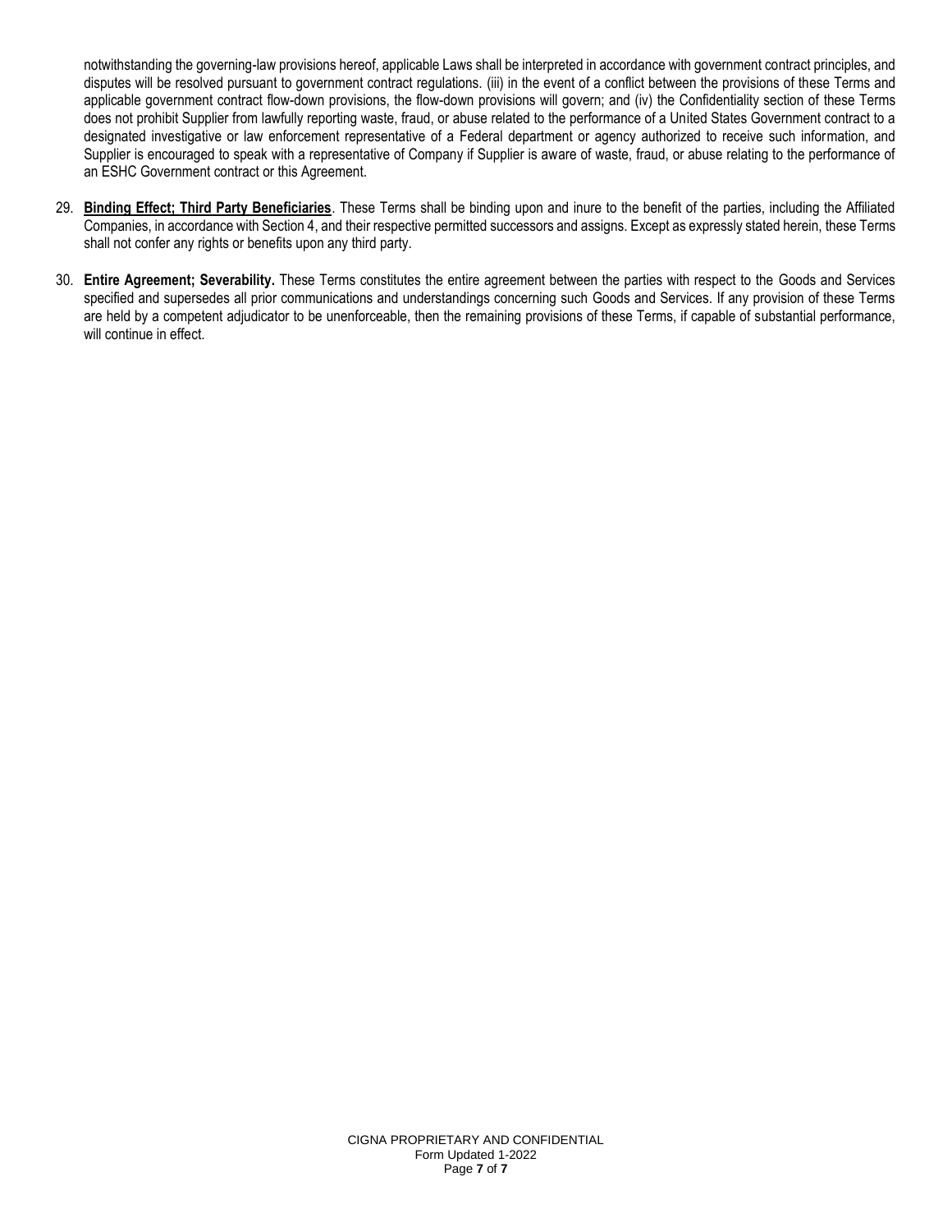notwithstanding the governing-law provisions hereof, applicable Laws shall be interpreted in accordance with government contract principles, and disputes will be resolved pursuant to government contract regulations. (iii) in the event of a conflict between the provisions of these Terms and applicable government contract flow-down provisions, the flow-down provisions will govern; and (iv) the Confidentiality section of these Terms does not prohibit Supplier from lawfully reporting waste, fraud, or abuse related to the performance of a United States Government contract to a designated investigative or law enforcement representative of a Federal department or agency authorized to receive such information, and Supplier is encouraged to speak with a representative of Company if Supplier is aware of waste, fraud, or abuse relating to the performance of an ESHC Government contract or this Agreement.

29. **Binding Effect; Third Party Beneficiaries**. These Terms shall be binding upon and inure to the benefit of the parties, including the Affiliated Companies, in accordance with Section 4, and their respective permitted successors and assigns. Except as expressly stated herein, these Terms shall not confer any rights or benefits upon any third party.

30. **Entire Agreement; Severability.** These Terms constitutes the entire agreement between the parties with respect to the Goods and Services specified and supersedes all prior communications and understandings concerning such Goods and Services. If any provision of these Terms are held by a competent adjudicator to be unenforceable, then the remaining provisions of these Terms, if capable of substantial performance, will continue in effect.